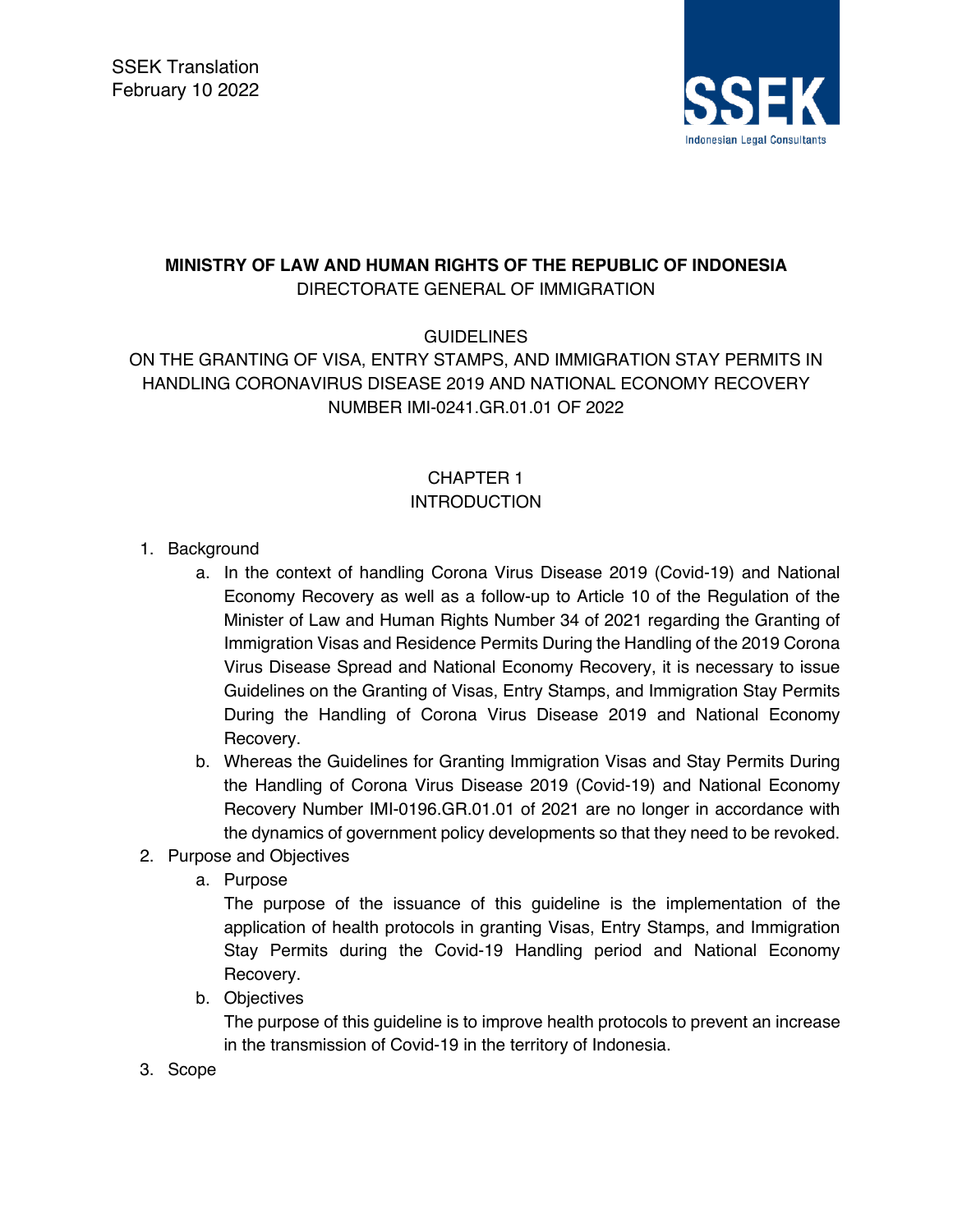SSEK Translation
February 10 2022

SSEK
Indonesian Legal Consultants

**MINISTRY OF LAW AND HUMAN RIGHTS OF THE REPUBLIC OF INDONESIA**
DIRECTORATE GENERAL OF IMMIGRATION

GUIDELINES
ON THE GRANTING OF VISA, ENTRY STAMPS, AND IMMIGRATION STAY PERMITS IN HANDLING CORONAVIRUS DISEASE 2019 AND NATIONAL ECONOMY RECOVERY
NUMBER IMI-0241.GR.01.01 OF 2022

## CHAPTER 1
## INTRODUCTION

1. Background
   a. In the context of handling Corona Virus Disease 2019 (Covid-19) and National Economy Recovery as well as a follow-up to Article 10 of the Regulation of the Minister of Law and Human Rights Number 34 of 2021 regarding the Granting of Immigration Visas and Residence Permits During the Handling of the 2019 Corona Virus Disease Spread and National Economy Recovery, it is necessary to issue Guidelines on the Granting of Visas, Entry Stamps, and Immigration Stay Permits During the Handling of Corona Virus Disease 2019 and National Economy Recovery.
   b. Whereas the Guidelines for Granting Immigration Visas and Stay Permits During the Handling of Corona Virus Disease 2019 (Covid-19) and National Economy Recovery Number IMI-0196.GR.01.01 of 2021 are no longer in accordance with the dynamics of government policy developments so that they need to be revoked.
2. Purpose and Objectives
   a. Purpose
      The purpose of the issuance of this guideline is the implementation of the application of health protocols in granting Visas, Entry Stamps, and Immigration Stay Permits during the Covid-19 Handling period and National Economy Recovery.
   b. Objectives
      The purpose of this guideline is to improve health protocols to prevent an increase in the transmission of Covid-19 in the territory of Indonesia.
3. Scope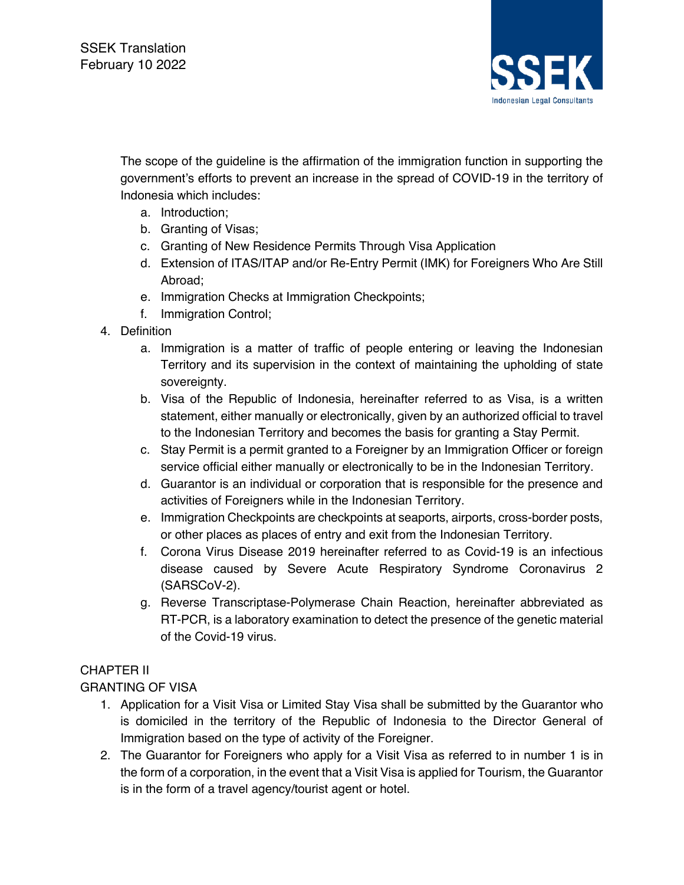The scope of the guideline is the affirmation of the immigration function in supporting the government's efforts to prevent an increase in the spread of COVID-19 in the territory of Indonesia which includes:

a. Introduction;
b. Granting of Visas;
c. Granting of New Residence Permits Through Visa Application
d. Extension of ITAS/ITAP and/or Re-Entry Permit (IMK) for Foreigners Who Are Still Abroad;
e. Immigration Checks at Immigration Checkpoints;
f. Immigration Control;

4. Definition
   a. Immigration is a matter of traffic of people entering or leaving the Indonesian Territory and its supervision in the context of maintaining the upholding of state sovereignty.
   b. Visa of the Republic of Indonesia, hereinafter referred to as Visa, is a written statement, either manually or electronically, given by an authorized official to travel to the Indonesian Territory and becomes the basis for granting a Stay Permit.
   c. Stay Permit is a permit granted to a Foreigner by an Immigration Officer or foreign service official either manually or electronically to be in the Indonesian Territory.
   d. Guarantor is an individual or corporation that is responsible for the presence and activities of Foreigners while in the Indonesian Territory.
   e. Immigration Checkpoints are checkpoints at seaports, airports, cross-border posts, or other places as places of entry and exit from the Indonesian Territory.
   f. Corona Virus Disease 2019 hereinafter referred to as Covid-19 is an infectious disease caused by Severe Acute Respiratory Syndrome Coronavirus 2 (SARSCoV-2).
   g. Reverse Transcriptase-Polymerase Chain Reaction, hereinafter abbreviated as RT-PCR, is a laboratory examination to detect the presence of the genetic material of the Covid-19 virus.

## CHAPTER II
## GRANTING OF VISA

1. Application for a Visit Visa or Limited Stay Visa shall be submitted by the Guarantor who is domiciled in the territory of the Republic of Indonesia to the Director General of Immigration based on the type of activity of the Foreigner.
2. The Guarantor for Foreigners who apply for a Visit Visa as referred to in number 1 is in the form of a corporation, in the event that a Visit Visa is applied for Tourism, the Guarantor is in the form of a travel agency/tourist agent or hotel.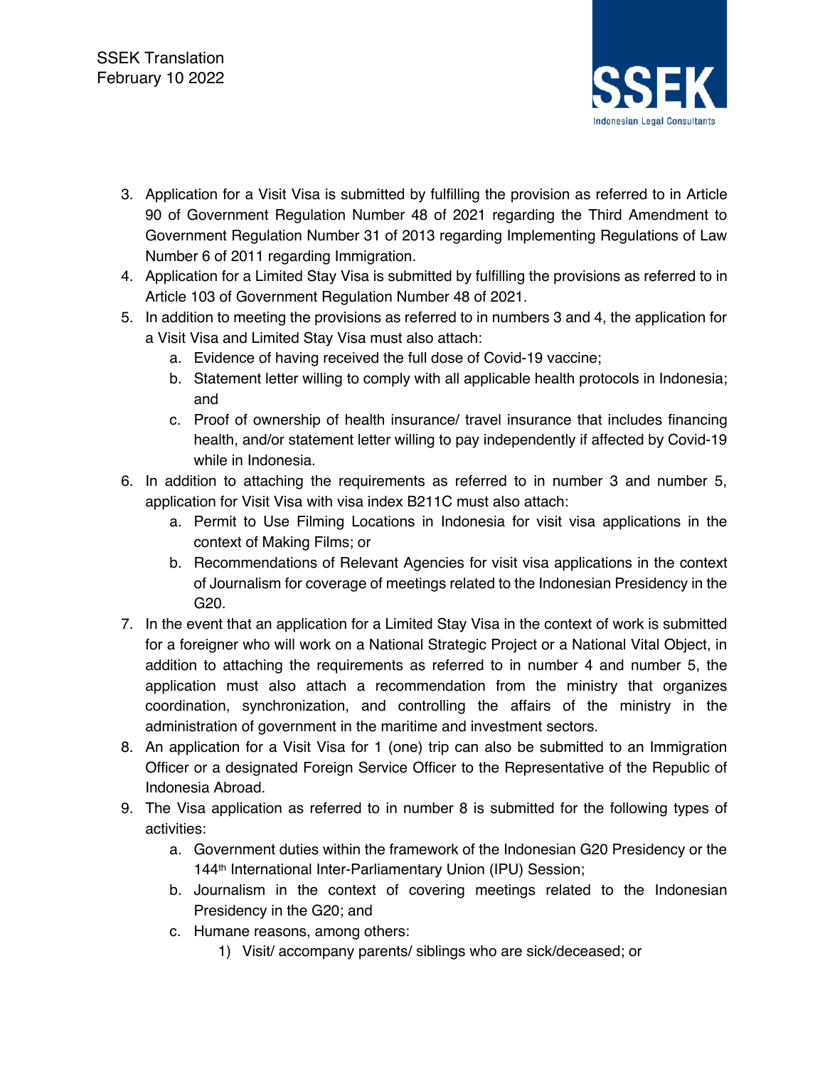3. Application for a Visit Visa is submitted by fulfilling the provision as referred to in Article 90 of Government Regulation Number 48 of 2021 regarding the Third Amendment to Government Regulation Number 31 of 2013 regarding Implementing Regulations of Law Number 6 of 2011 regarding Immigration.
4. Application for a Limited Stay Visa is submitted by fulfilling the provisions as referred to in Article 103 of Government Regulation Number 48 of 2021.
5. In addition to meeting the provisions as referred to in numbers 3 and 4, the application for a Visit Visa and Limited Stay Visa must also attach:
   a. Evidence of having received the full dose of Covid-19 vaccine;
   b. Statement letter willing to comply with all applicable health protocols in Indonesia; and
   c. Proof of ownership of health insurance/ travel insurance that includes financing health, and/or statement letter willing to pay independently if affected by Covid-19 while in Indonesia.
6. In addition to attaching the requirements as referred to in number 3 and number 5, application for Visit Visa with visa index B211C must also attach:
   a. Permit to Use Filming Locations in Indonesia for visit visa applications in the context of Making Films; or
   b. Recommendations of Relevant Agencies for visit visa applications in the context of Journalism for coverage of meetings related to the Indonesian Presidency in the G20.
7. In the event that an application for a Limited Stay Visa in the context of work is submitted for a foreigner who will work on a National Strategic Project or a National Vital Object, in addition to attaching the requirements as referred to in number 4 and number 5, the application must also attach a recommendation from the ministry that organizes coordination, synchronization, and controlling the affairs of the ministry in the administration of government in the maritime and investment sectors.
8. An application for a Visit Visa for 1 (one) trip can also be submitted to an Immigration Officer or a designated Foreign Service Officer to the Representative of the Republic of Indonesia Abroad.
9. The Visa application as referred to in number 8 is submitted for the following types of activities:
   a. Government duties within the framework of the Indonesian G20 Presidency or the 144th International Inter-Parliamentary Union (IPU) Session;
   b. Journalism in the context of covering meetings related to the Indonesian Presidency in the G20; and
   c. Humane reasons, among others:
      1) Visit/ accompany parents/ siblings who are sick/deceased; or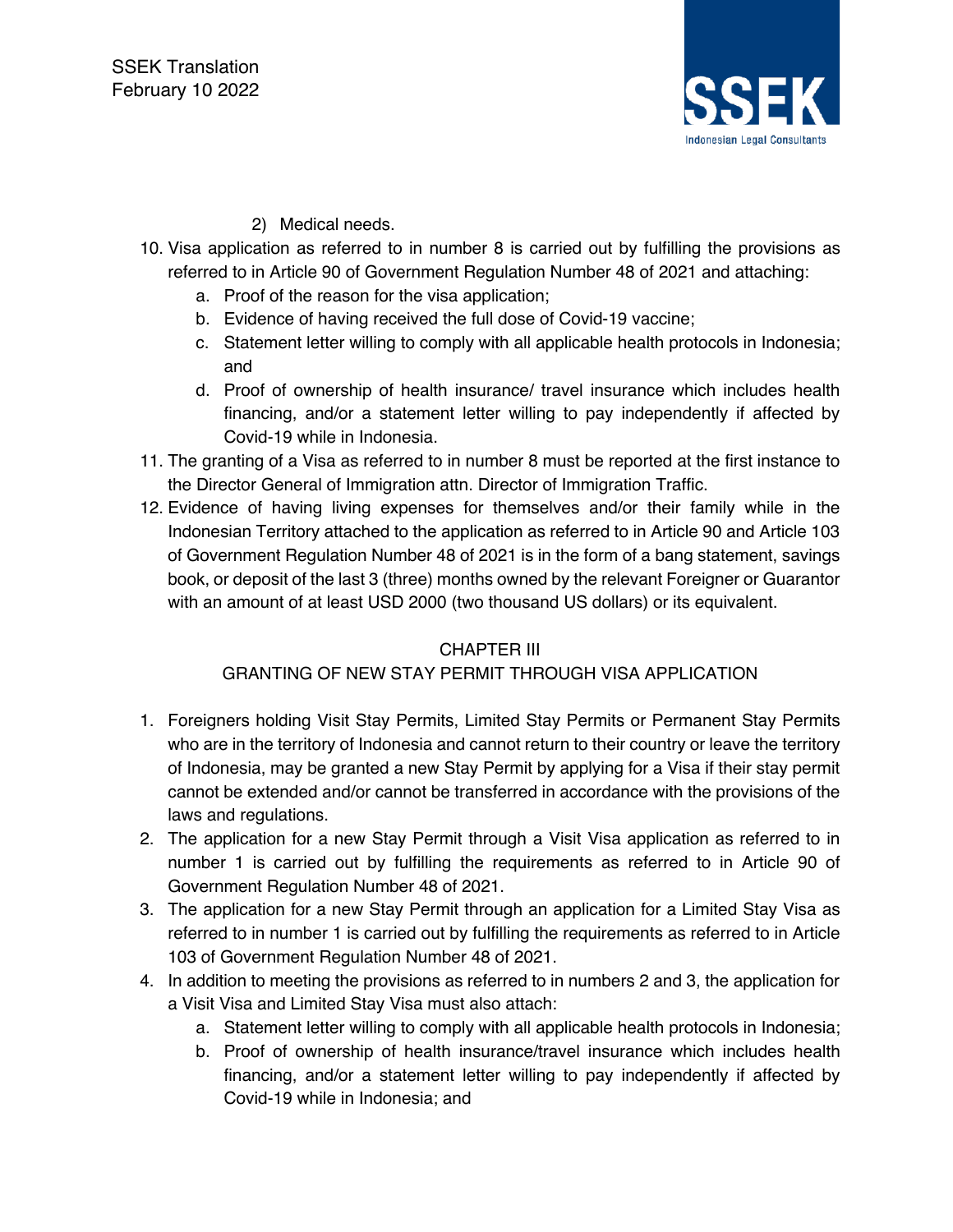2) Medical needs.

10. Visa application as referred to in number 8 is carried out by fulfilling the provisions as referred to in Article 90 of Government Regulation Number 48 of 2021 and attaching:
    a. Proof of the reason for the visa application;
    b. Evidence of having received the full dose of Covid-19 vaccine;
    c. Statement letter willing to comply with all applicable health protocols in Indonesia; and
    d. Proof of ownership of health insurance/ travel insurance which includes health financing, and/or a statement letter willing to pay independently if affected by Covid-19 while in Indonesia.
11. The granting of a Visa as referred to in number 8 must be reported at the first instance to the Director General of Immigration attn. Director of Immigration Traffic.
12. Evidence of having living expenses for themselves and/or their family while in the Indonesian Territory attached to the application as referred to in Article 90 and Article 103 of Government Regulation Number 48 of 2021 is in the form of a bang statement, savings book, or deposit of the last 3 (three) months owned by the relevant Foreigner or Guarantor with an amount of at least USD 2000 (two thousand US dollars) or its equivalent.

## CHAPTER III
## GRANTING OF NEW STAY PERMIT THROUGH VISA APPLICATION

1. Foreigners holding Visit Stay Permits, Limited Stay Permits or Permanent Stay Permits who are in the territory of Indonesia and cannot return to their country or leave the territory of Indonesia, may be granted a new Stay Permit by applying for a Visa if their stay permit cannot be extended and/or cannot be transferred in accordance with the provisions of the laws and regulations.
2. The application for a new Stay Permit through a Visit Visa application as referred to in number 1 is carried out by fulfilling the requirements as referred to in Article 90 of Government Regulation Number 48 of 2021.
3. The application for a new Stay Permit through an application for a Limited Stay Visa as referred to in number 1 is carried out by fulfilling the requirements as referred to in Article 103 of Government Regulation Number 48 of 2021.
4. In addition to meeting the provisions as referred to in numbers 2 and 3, the application for a Visit Visa and Limited Stay Visa must also attach:
    a. Statement letter willing to comply with all applicable health protocols in Indonesia;
    b. Proof of ownership of health insurance/travel insurance which includes health financing, and/or a statement letter willing to pay independently if affected by Covid-19 while in Indonesia; and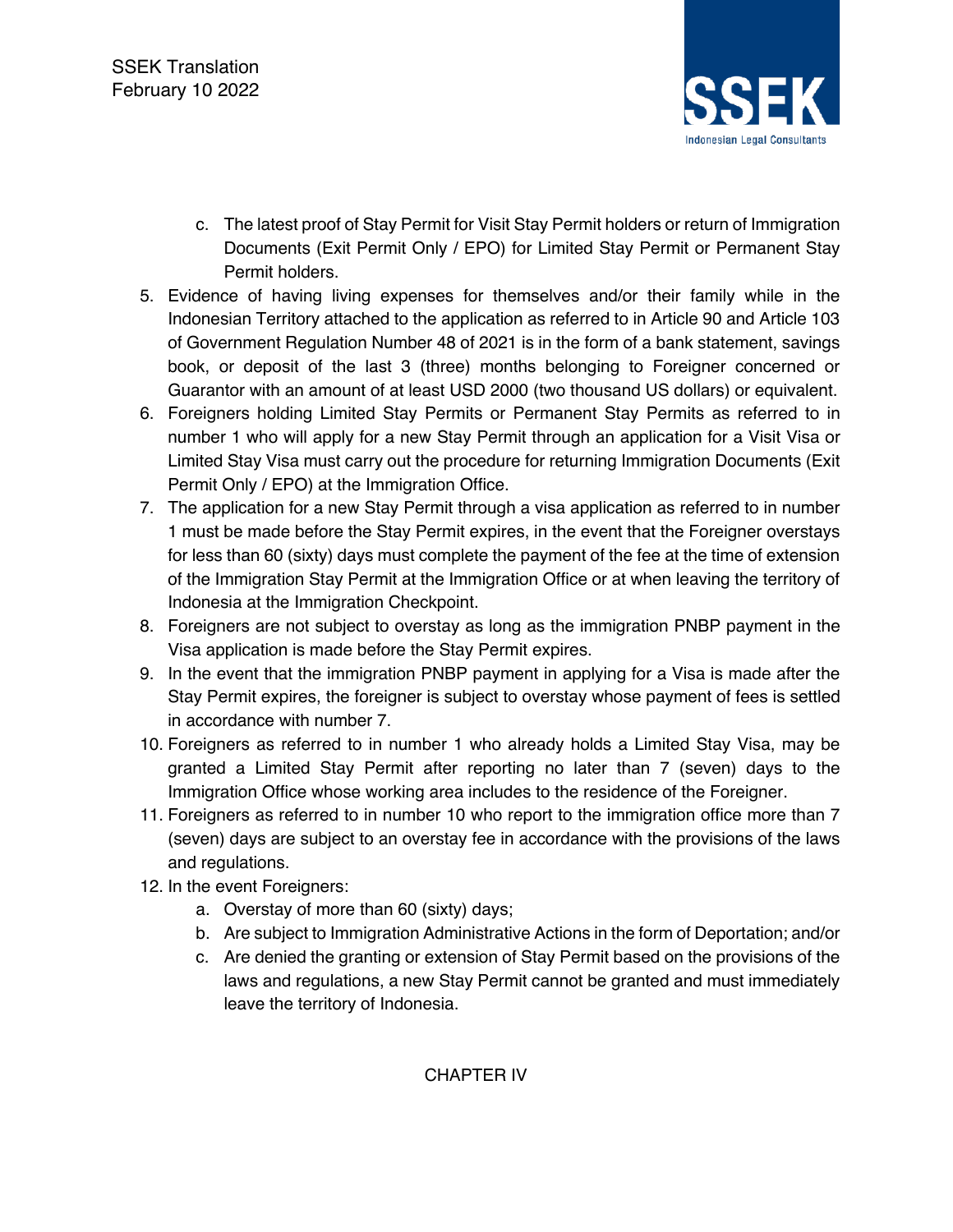c. The latest proof of Stay Permit for Visit Stay Permit holders or return of Immigration Documents (Exit Permit Only / EPO) for Limited Stay Permit or Permanent Stay Permit holders.

5. Evidence of having living expenses for themselves and/or their family while in the Indonesian Territory attached to the application as referred to in Article 90 and Article 103 of Government Regulation Number 48 of 2021 is in the form of a bank statement, savings book, or deposit of the last 3 (three) months belonging to Foreigner concerned or Guarantor with an amount of at least USD 2000 (two thousand US dollars) or equivalent.
6. Foreigners holding Limited Stay Permits or Permanent Stay Permits as referred to in number 1 who will apply for a new Stay Permit through an application for a Visit Visa or Limited Stay Visa must carry out the procedure for returning Immigration Documents (Exit Permit Only / EPO) at the Immigration Office.
7. The application for a new Stay Permit through a visa application as referred to in number 1 must be made before the Stay Permit expires, in the event that the Foreigner overstays for less than 60 (sixty) days must complete the payment of the fee at the time of extension of the Immigration Stay Permit at the Immigration Office or at when leaving the territory of Indonesia at the Immigration Checkpoint.
8. Foreigners are not subject to overstay as long as the immigration PNBP payment in the Visa application is made before the Stay Permit expires.
9. In the event that the immigration PNBP payment in applying for a Visa is made after the Stay Permit expires, the foreigner is subject to overstay whose payment of fees is settled in accordance with number 7.
10. Foreigners as referred to in number 1 who already holds a Limited Stay Visa, may be granted a Limited Stay Permit after reporting no later than 7 (seven) days to the Immigration Office whose working area includes to the residence of the Foreigner.
11. Foreigners as referred to in number 10 who report to the immigration office more than 7 (seven) days are subject to an overstay fee in accordance with the provisions of the laws and regulations.
12. In the event Foreigners:
    a. Overstay of more than 60 (sixty) days;
    b. Are subject to Immigration Administrative Actions in the form of Deportation; and/or
    c. Are denied the granting or extension of Stay Permit based on the provisions of the laws and regulations, a new Stay Permit cannot be granted and must immediately leave the territory of Indonesia.

CHAPTER IV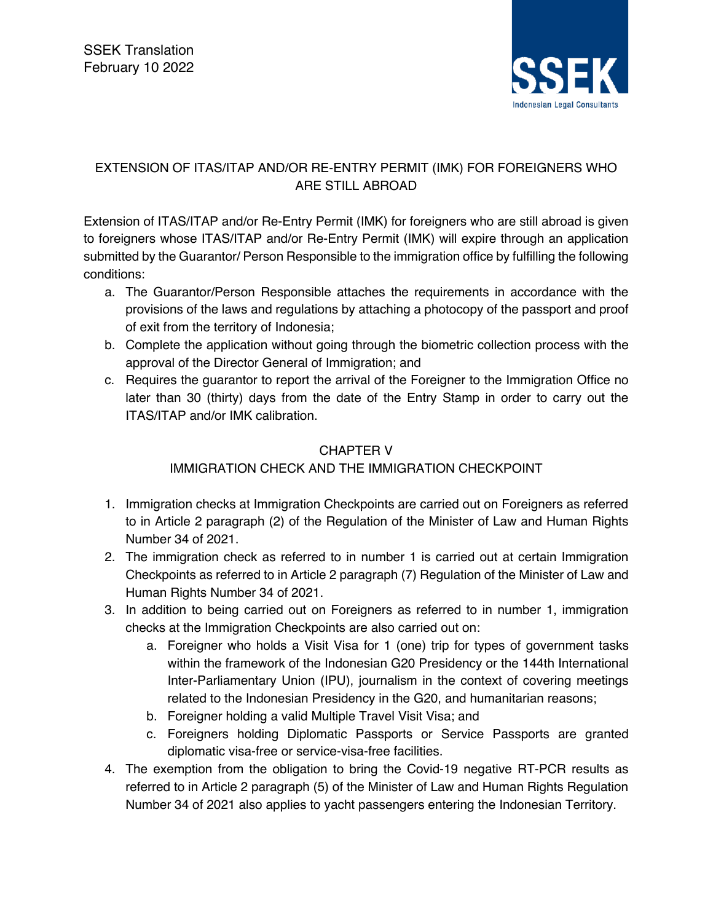## EXTENSION OF ITAS/ITAP AND/OR RE-ENTRY PERMIT (IMK) FOR FOREIGNERS WHO ARE STILL ABROAD

Extension of ITAS/ITAP and/or Re-Entry Permit (IMK) for foreigners who are still abroad is given to foreigners whose ITAS/ITAP and/or Re-Entry Permit (IMK) will expire through an application submitted by the Guarantor/ Person Responsible to the immigration office by fulfilling the following conditions:

a. The Guarantor/Person Responsible attaches the requirements in accordance with the provisions of the laws and regulations by attaching a photocopy of the passport and proof of exit from the territory of Indonesia;
b. Complete the application without going through the biometric collection process with the approval of the Director General of Immigration; and
c. Requires the guarantor to report the arrival of the Foreigner to the Immigration Office no later than 30 (thirty) days from the date of the Entry Stamp in order to carry out the ITAS/ITAP and/or IMK calibration.

## CHAPTER V
## IMMIGRATION CHECK AND THE IMMIGRATION CHECKPOINT

1. Immigration checks at Immigration Checkpoints are carried out on Foreigners as referred to in Article 2 paragraph (2) of the Regulation of the Minister of Law and Human Rights Number 34 of 2021.
2. The immigration check as referred to in number 1 is carried out at certain Immigration Checkpoints as referred to in Article 2 paragraph (7) Regulation of the Minister of Law and Human Rights Number 34 of 2021.
3. In addition to being carried out on Foreigners as referred to in number 1, immigration checks at the Immigration Checkpoints are also carried out on:
   a. Foreigner who holds a Visit Visa for 1 (one) trip for types of government tasks within the framework of the Indonesian G20 Presidency or the 144th International Inter-Parliamentary Union (IPU), journalism in the context of covering meetings related to the Indonesian Presidency in the G20, and humanitarian reasons;
   b. Foreigner holding a valid Multiple Travel Visit Visa; and
   c. Foreigners holding Diplomatic Passports or Service Passports are granted diplomatic visa-free or service-visa-free facilities.
4. The exemption from the obligation to bring the Covid-19 negative RT-PCR results as referred to in Article 2 paragraph (5) of the Minister of Law and Human Rights Regulation Number 34 of 2021 also applies to yacht passengers entering the Indonesian Territory.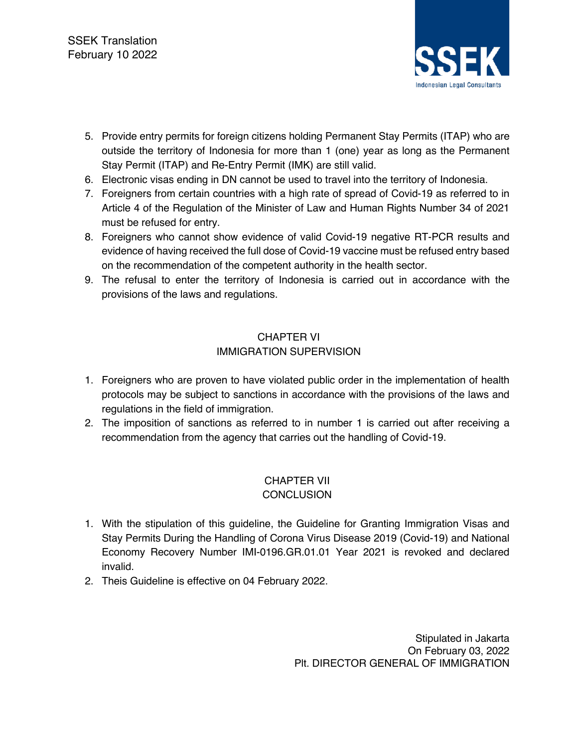5. Provide entry permits for foreign citizens holding Permanent Stay Permits (ITAP) who are outside the territory of Indonesia for more than 1 (one) year as long as the Permanent Stay Permit (ITAP) and Re-Entry Permit (IMK) are still valid.
6. Electronic visas ending in DN cannot be used to travel into the territory of Indonesia.
7. Foreigners from certain countries with a high rate of spread of Covid-19 as referred to in Article 4 of the Regulation of the Minister of Law and Human Rights Number 34 of 2021 must be refused for entry.
8. Foreigners who cannot show evidence of valid Covid-19 negative RT-PCR results and evidence of having received the full dose of Covid-19 vaccine must be refused entry based on the recommendation of the competent authority in the health sector.
9. The refusal to enter the territory of Indonesia is carried out in accordance with the provisions of the laws and regulations.

## CHAPTER VI
## IMMIGRATION SUPERVISION

1. Foreigners who are proven to have violated public order in the implementation of health protocols may be subject to sanctions in accordance with the provisions of the laws and regulations in the field of immigration.
2. The imposition of sanctions as referred to in number 1 is carried out after receiving a recommendation from the agency that carries out the handling of Covid-19.

## CHAPTER VII
## CONCLUSION

1. With the stipulation of this guideline, the Guideline for Granting Immigration Visas and Stay Permits During the Handling of Corona Virus Disease 2019 (Covid-19) and National Economy Recovery Number IMI-0196.GR.01.01 Year 2021 is revoked and declared invalid.
2. Theis Guideline is effective on 04 February 2022.

Stipulated in Jakarta
On February 03, 2022
Plt. DIRECTOR GENERAL OF IMMIGRATION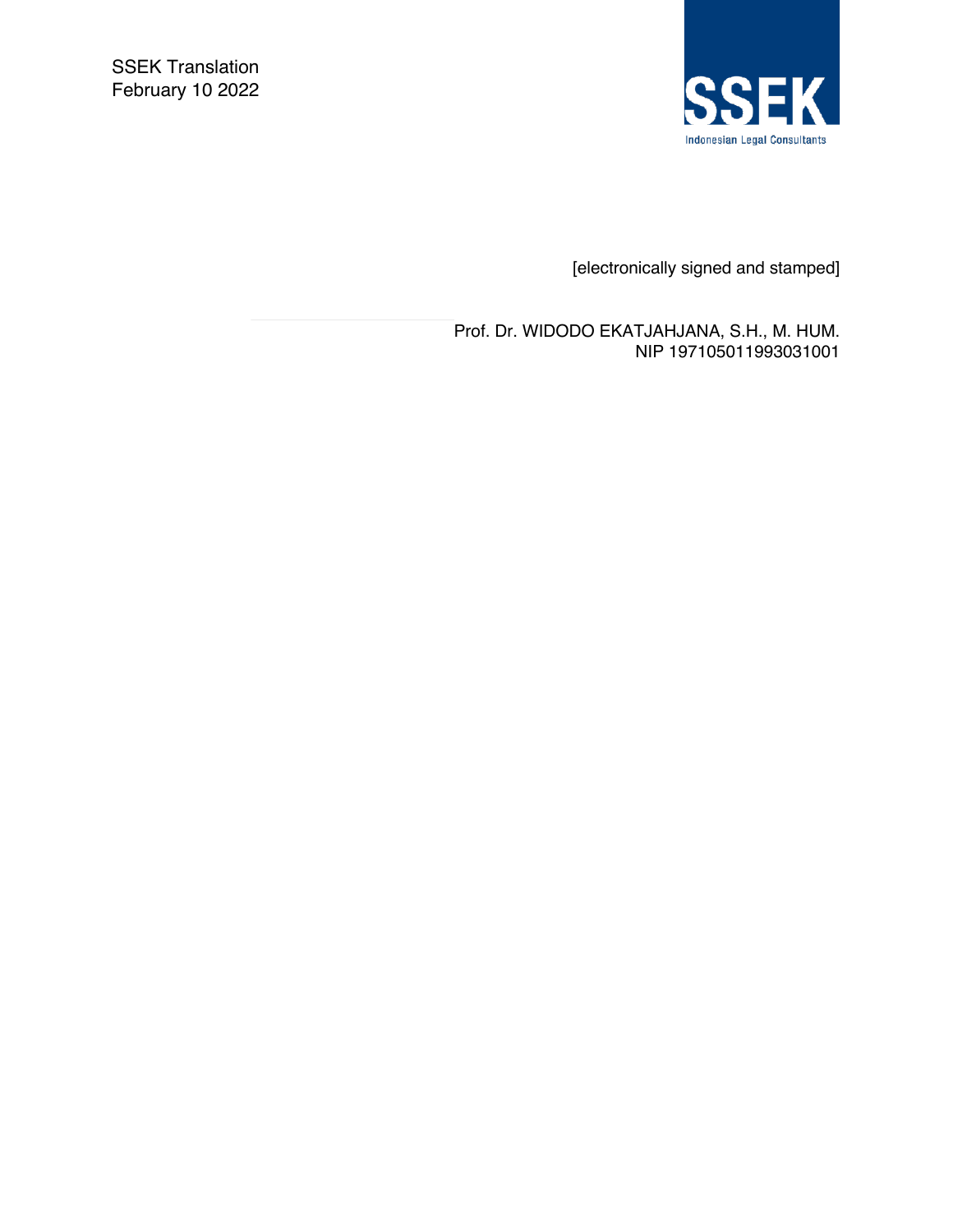[electronically signed and stamped]

Prof. Dr. WIDODO EKATJAHJANA, S.H., M. HUM.
NIP 197105011993031001